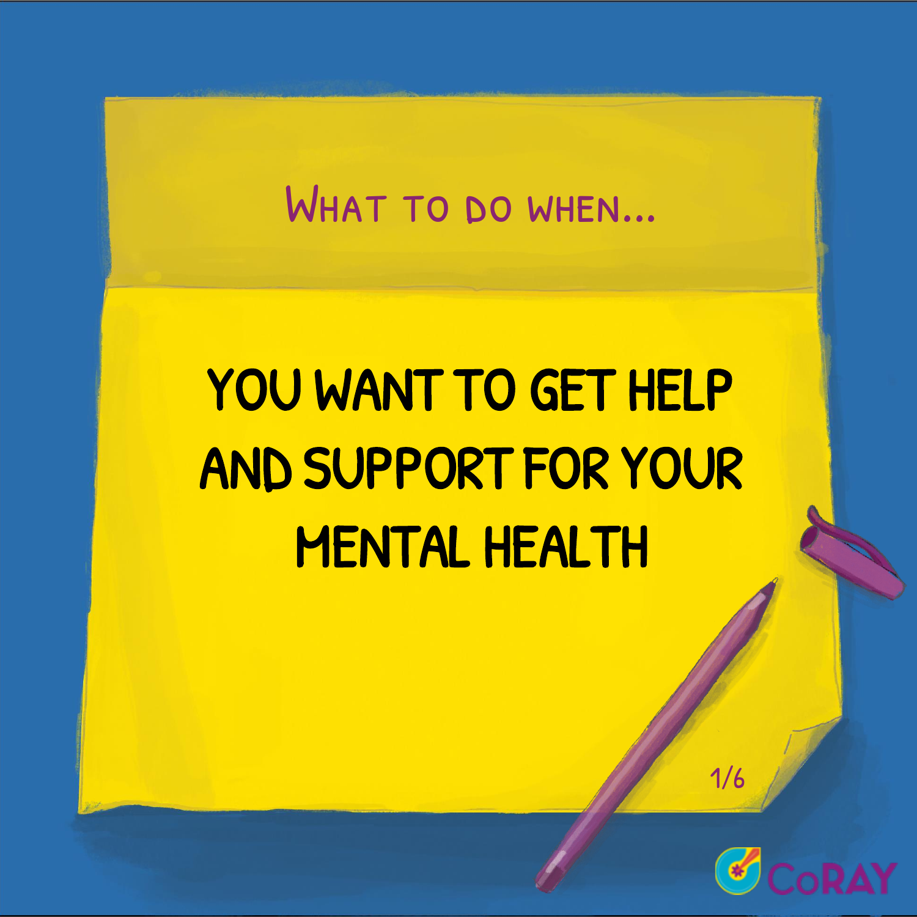## What to do when...

# YOU WANT TO GET HELP AND SUPPORT FOR YOUR MENTAL HEALTH

CoRAY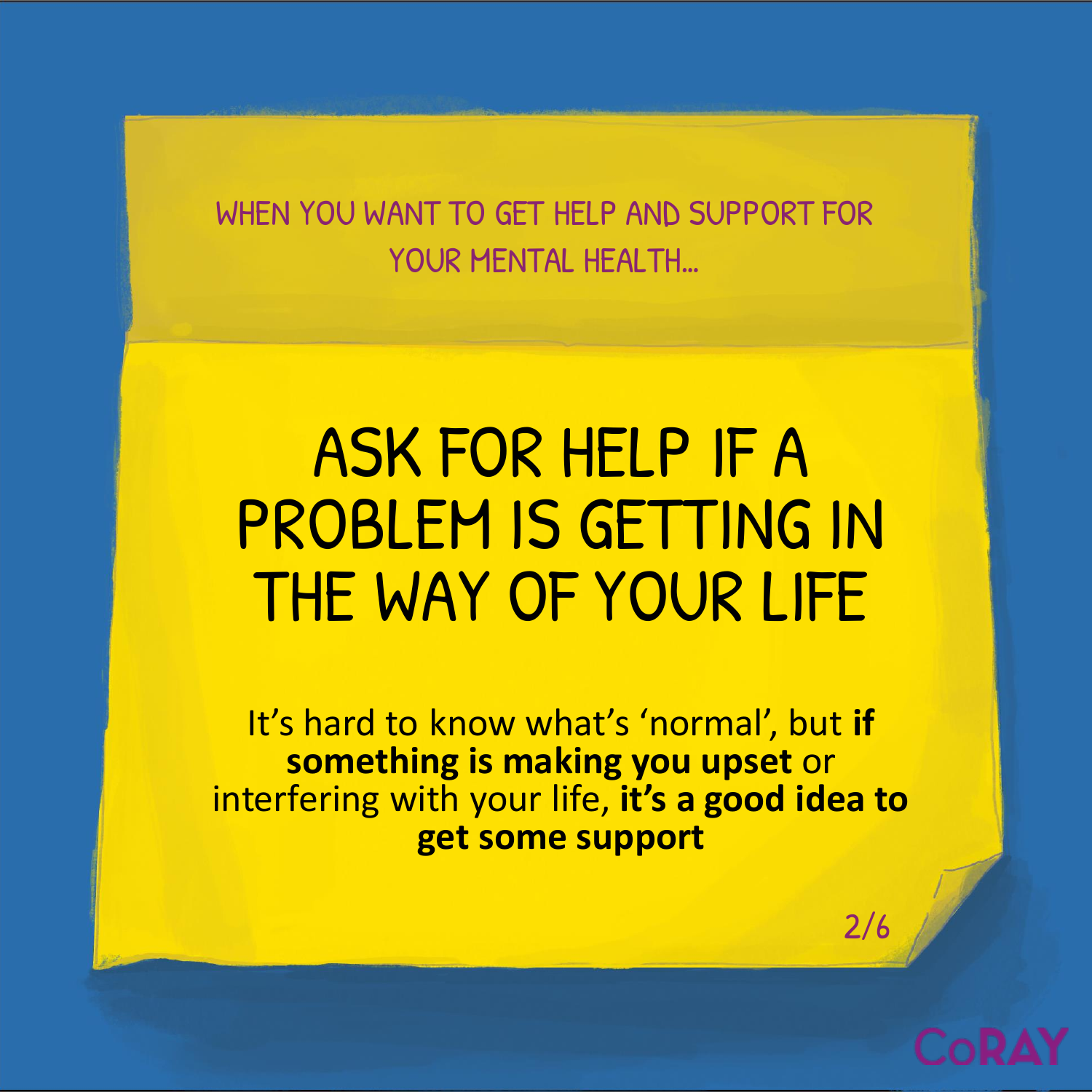WHEN YOU WANT TO GET HELP AND SUPPORT FOR YOUR MENTAL HEALTH...

# ASK FOR HELP IF A PROBLEM IS GETTING IN THE WAY OF YOUR LIFE

It's hard to know what's 'normal', but **if something is making you upset** or interfering with your life, **it's a good idea to get some support**

CoRAY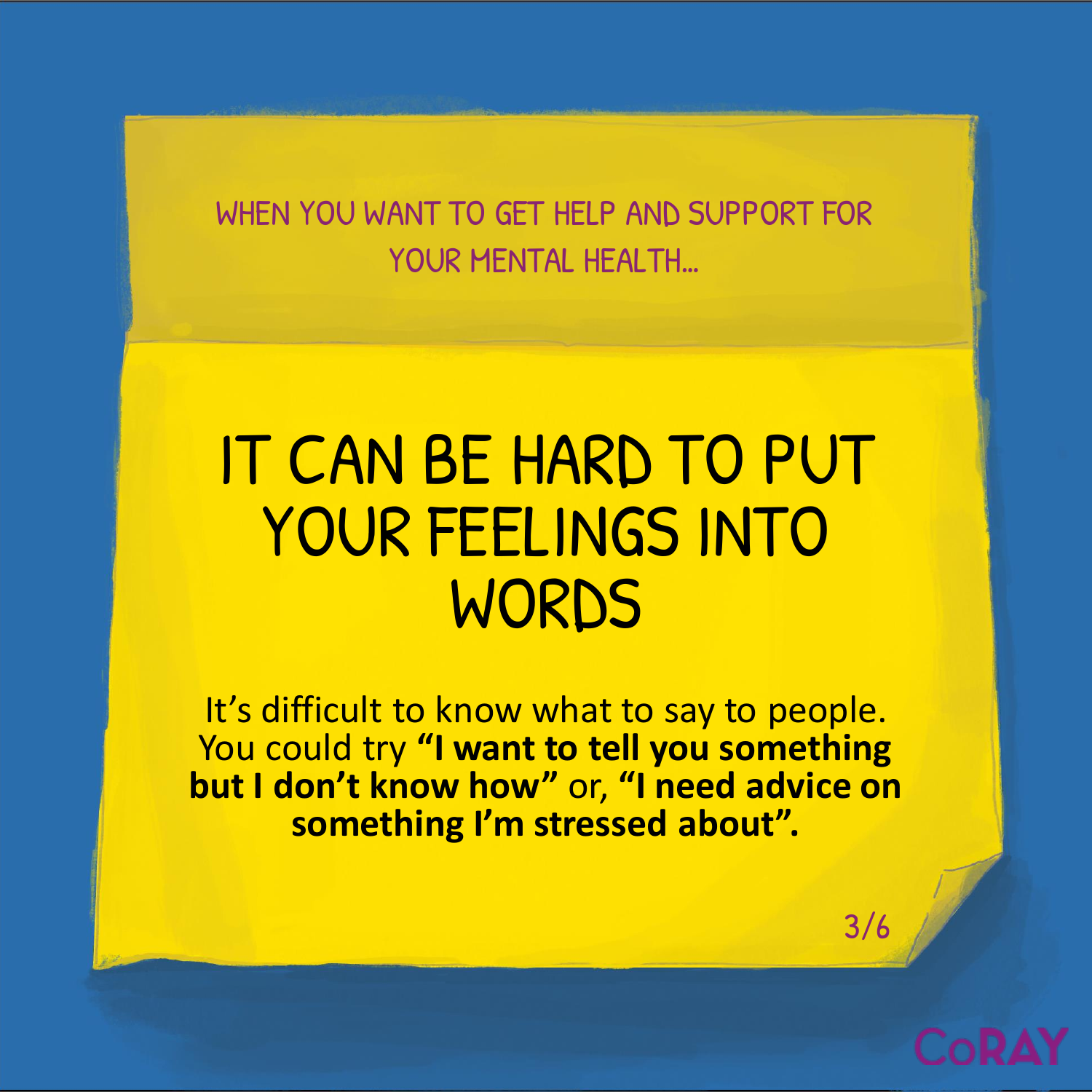WHEN YOU WANT TO GET HELP AND SUPPORT FOR YOUR MENTAL HEALTH...

# IT CAN BE HARD TO PUT YOUR FEELINGS INTO WORDS

It’s difficult to know what to say to people. You could try **“I want to tell you something but I don’t know how”** or, **“I need advice on something I’m stressed about”.**

CoRAY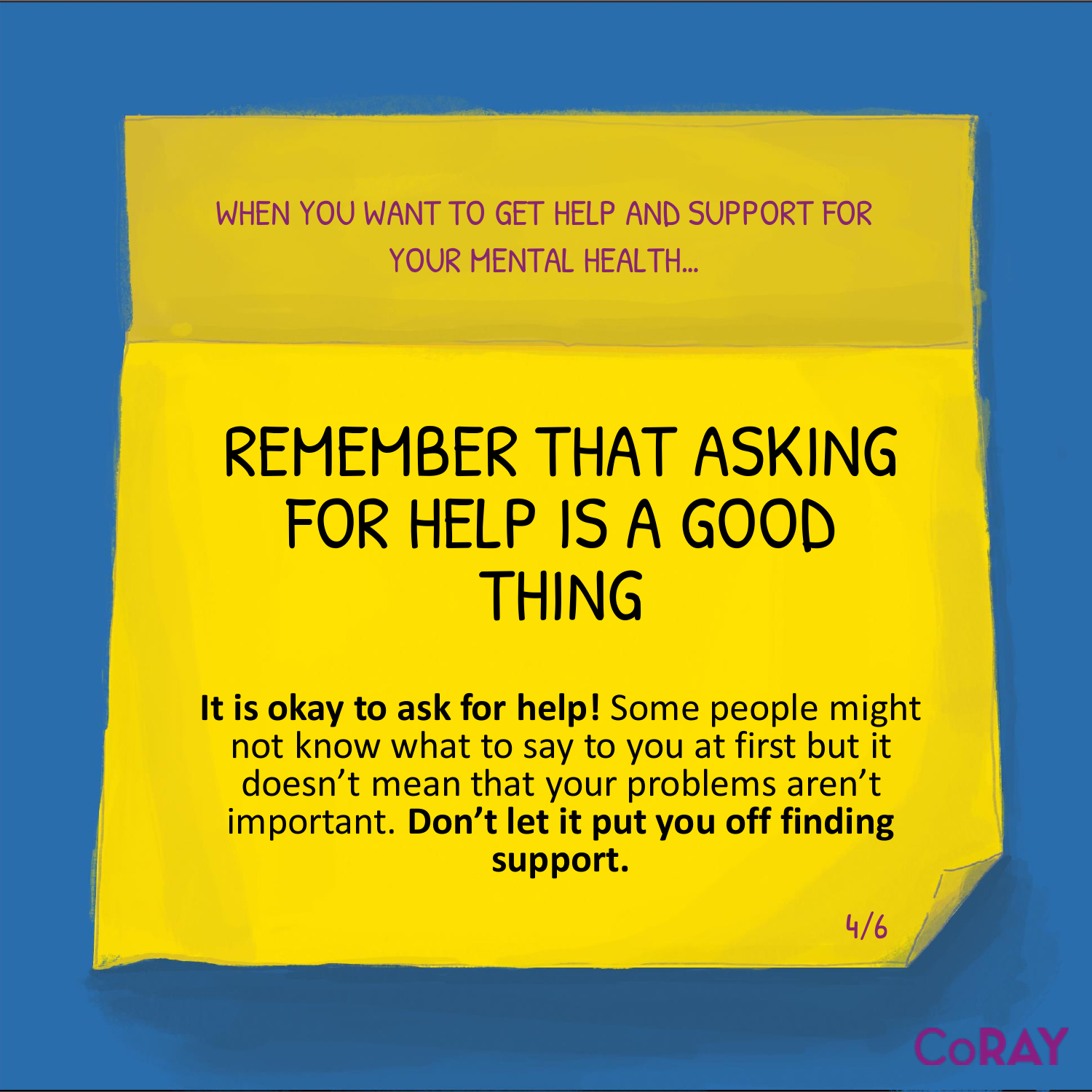WHEN YOU WANT TO GET HELP AND SUPPORT FOR YOUR MENTAL HEALTH...

# REMEMBER THAT ASKING FOR HELP IS A GOOD THING

**It is okay to ask for help!** Some people might not know what to say to you at first but it doesn't mean that your problems aren't important. **Don't let it put you off finding support.**

CoRAY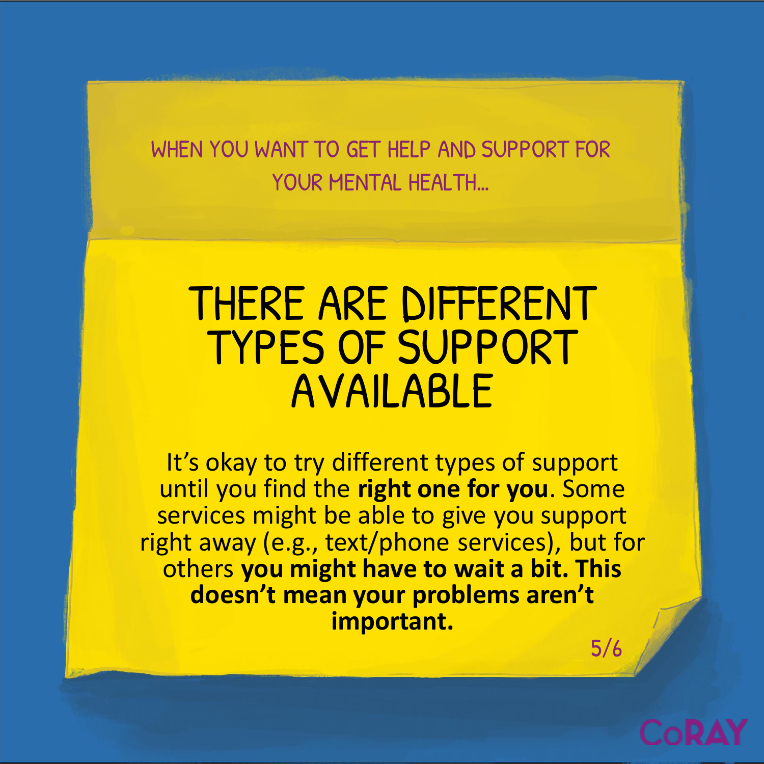WHEN YOU WANT TO GET HELP AND SUPPORT FOR YOUR MENTAL HEALTH...

# THERE ARE DIFFERENT TYPES OF SUPPORT AVAILABLE

It's okay to try different types of support until you find the **right one for you**. Some services might be able to give you support right away (e.g., text/phone services), but for others **you might have to wait a bit. This doesn't mean your problems aren't important.**

CoRAY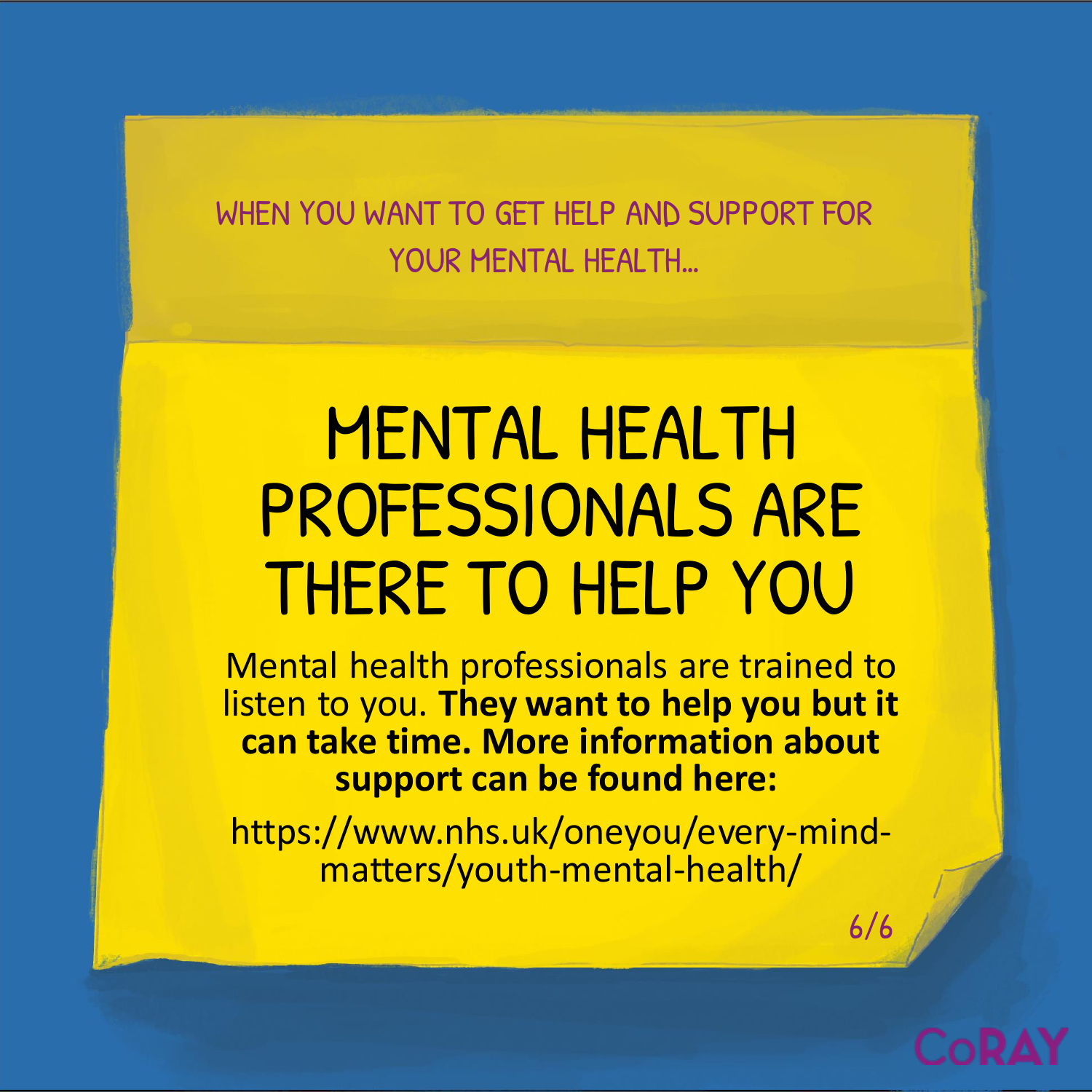WHEN YOU WANT TO GET HELP AND SUPPORT FOR YOUR MENTAL HEALTH...

# MENTAL HEALTH PROFESSIONALS ARE THERE TO HELP YOU

Mental health professionals are trained to listen to you. **They want to help you but it can take time. More information about support can be found here:**

https://www.nhs.uk/oneyou/every-mind-matters/youth-mental-health/

CoRAY